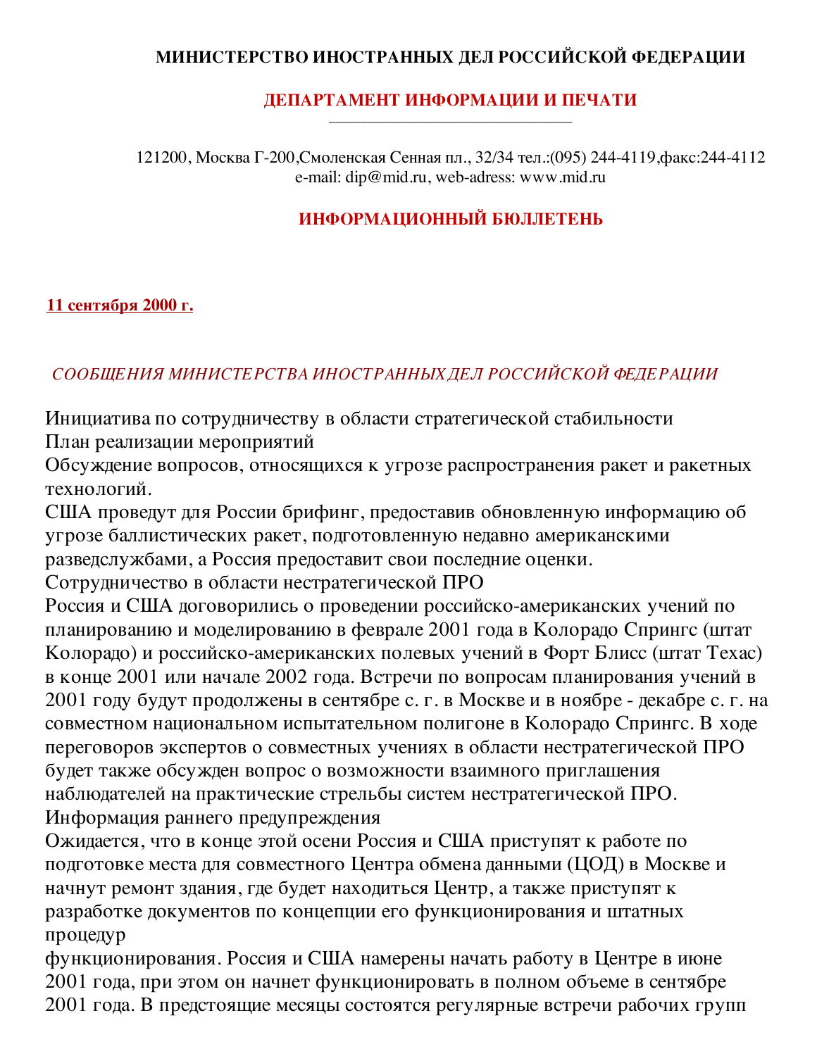**МИНИСТЕРСТВО ИНОСТРАННЫХ ДЕЛ РОССИЙСКОЙ ФЕДЕРАЦИИ**

**ДЕПАРТАМЕНТ ИНФОРМАЦИИ И ПЕЧАТИ**

121200, Москва Г-200,Смоленская Сенная пл., 32/34 тел.:(095) 244-4119,факс:244-4112
e-mail: dip@mid.ru, web-adress: www.mid.ru

**ИНФОРМАЦИОННЫЙ БЮЛЛЕТЕНЬ**

**11 сентября 2000 г.**

*СООБЩЕНИЯ МИНИСТЕРСТВА ИНОСТРАННЫХ ДЕЛ РОССИЙСКОЙ ФЕДЕРАЦИИ*

Инициатива по сотрудничеству в области стратегической стабильности
План реализации мероприятий
Обсуждение вопросов, относящихся к угрозе распространения ракет и ракетных технологий.
США проведут для России брифинг, предоставив обновленную информацию об угрозе баллистических ракет, подготовленную недавно американскими разведслужбами, а Россия предоставит свои последние оценки.
Сотрудничество в области нестратегической ПРО
Россия и США договорились о проведении российско-американских учений по планированию и моделированию в феврале 2001 года в Колорадо Спрингс (штат Колорадо) и российско-американских полевых учений в Форт Блисс (штат Техас) в конце 2001 или начале 2002 года. Встречи по вопросам планирования учений в 2001 году будут продолжены в сентябре с. г. в Москве и в ноябре - декабре с. г. на совместном национальном испытательном полигоне в Колорадо Спрингс. В ходе переговоров экспертов о совместных учениях в области нестратегической ПРО будет также обсужден вопрос о возможности взаимного приглашения наблюдателей на практические стрельбы систем нестратегической ПРО.
Информация раннего предупреждения
Ожидается, что в конце этой осени Россия и США приступят к работе по подготовке места для совместного Центра обмена данными (ЦОД) в Москве и начнут ремонт здания, где будет находиться Центр, а также приступят к разработке документов по концепции его функционирования и штатных процедур
функционирования. Россия и США намерены начать работу в Центре в июне 2001 года, при этом он начнет функционировать в полном объеме в сентябре 2001 года. В предстоящие месяцы состоятся регулярные встречи рабочих групп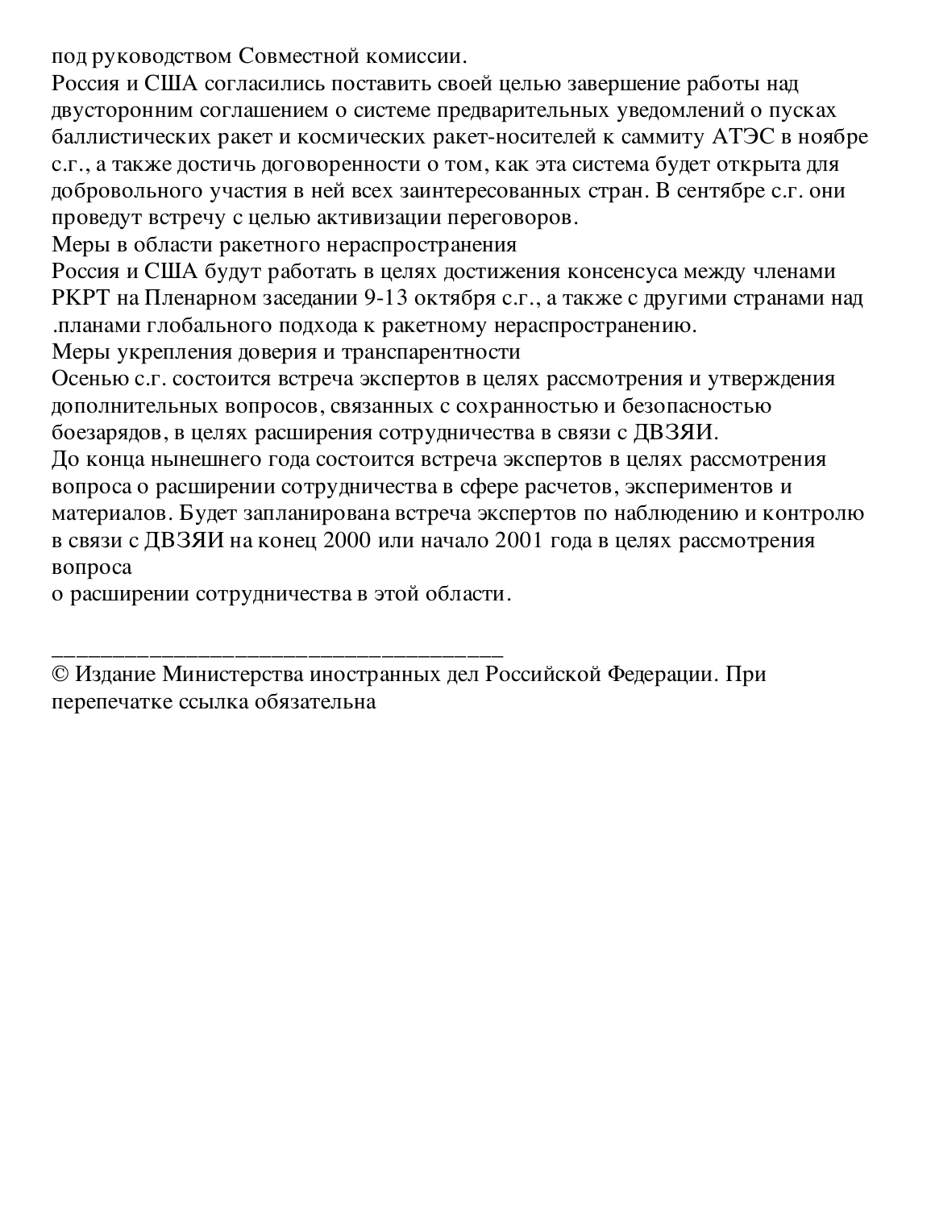под руководством Совместной комиссии.

Россия и США согласились поставить своей целью завершение работы над двусторонним соглашением о системе предварительных уведомлений о пусках баллистических ракет и космических ракет-носителей к саммиту АТЭС в ноябре с.г., а также достичь договоренности о том, как эта система будет открыта для добровольного участия в ней всех заинтересованных стран. В сентябре с.г. они проведут встречу с целью активизации переговоров.

## Меры в области ракетного нераспространения

Россия и США будут работать в целях достижения консенсуса между членами РКРТ на Пленарном заседании 9-13 октября с.г., а также с другими странами над .планами глобального подхода к ракетному нераспространению.

## Меры укрепления доверия и транспарентности

Осенью с.г. состоится встреча экспертов в целях рассмотрения и утверждения дополнительных вопросов, связанных с сохранностью и безопасностью боезарядов, в целях расширения сотрудничества в связи с ДВЗЯИ.

До конца нынешнего года состоится встреча экспертов в целях рассмотрения вопроса о расширении сотрудничества в сфере расчетов, экспериментов и материалов. Будет запланирована встреча экспертов по наблюдению и контролю в связи с ДВЗЯИ на конец 2000 или начало 2001 года в целях рассмотрения вопроса
о расширении сотрудничества в этой области.

---

© Издание Министерства иностранных дел Российской Федерации. При перепечатке ссылка обязательна